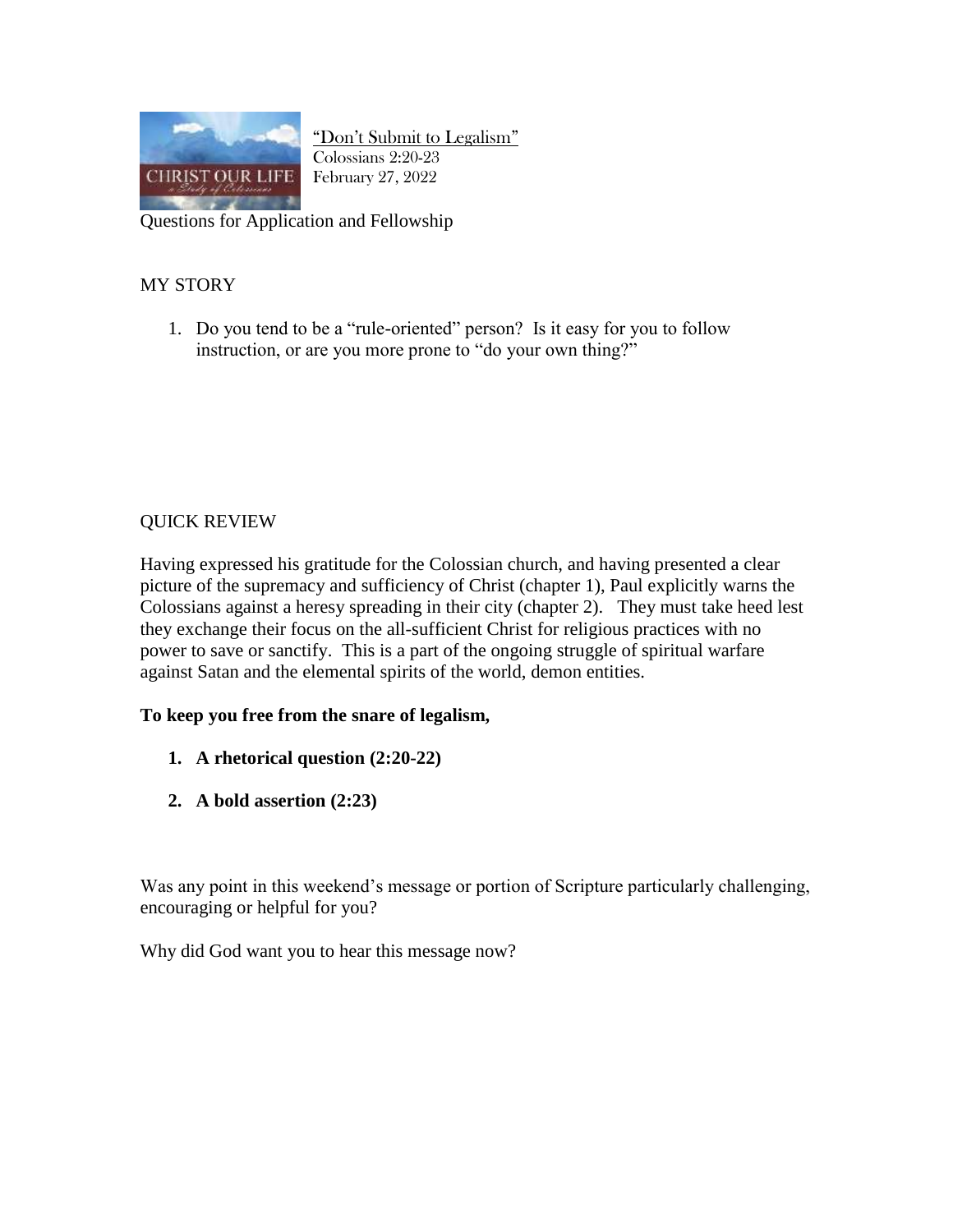"Don't Submit to Legalism"
Colossians 2:20-23
February 27, 2022

Questions for Application and Fellowship

## MY STORY

1. Do you tend to be a "rule-oriented" person? Is it easy for you to follow instruction, or are you more prone to "do your own thing?"

## QUICK REVIEW

Having expressed his gratitude for the Colossian church, and having presented a clear picture of the supremacy and sufficiency of Christ (chapter 1), Paul explicitly warns the Colossians against a heresy spreading in their city (chapter 2). They must take heed lest they exchange their focus on the all-sufficient Christ for religious practices with no power to save or sanctify. This is a part of the ongoing struggle of spiritual warfare against Satan and the elemental spirits of the world, demon entities.

**To keep you free from the snare of legalism,**

1. **A rhetorical question (2:20-22)**
2. **A bold assertion (2:23)**

Was any point in this weekend's message or portion of Scripture particularly challenging, encouraging or helpful for you?

Why did God want you to hear this message now?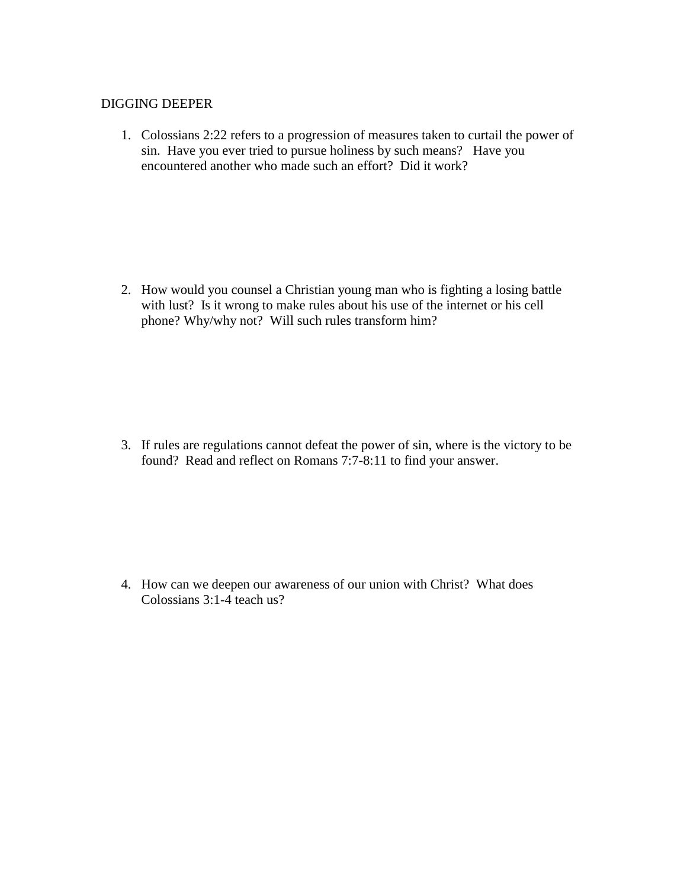DIGGING DEEPER

1. Colossians 2:22 refers to a progression of measures taken to curtail the power of sin. Have you ever tried to pursue holiness by such means? Have you encountered another who made such an effort? Did it work?

2. How would you counsel a Christian young man who is fighting a losing battle with lust? Is it wrong to make rules about his use of the internet or his cell phone? Why/why not? Will such rules transform him?

3. If rules are regulations cannot defeat the power of sin, where is the victory to be found? Read and reflect on Romans 7:7-8:11 to find your answer.

4. How can we deepen our awareness of our union with Christ? What does Colossians 3:1-4 teach us?